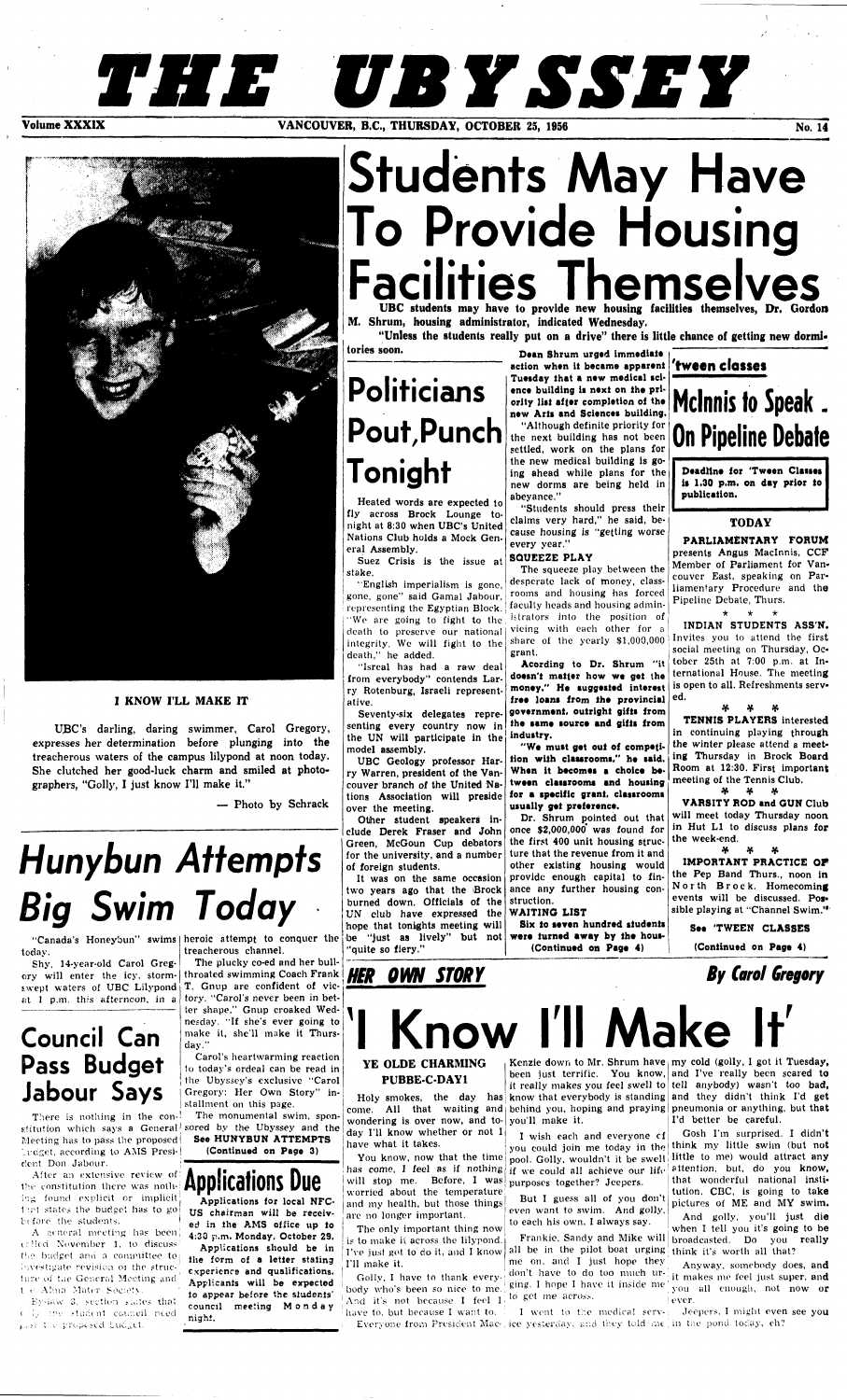# THE UBYSSEY

Volume XXXIX — VANCOUVER, B.C., THURSDAY, OCTOBER 25, 1956 — No. 14

**I KNOW I'LL MAKE IT**

UBC's darling, daring swimmer, Carol Gregory, expresses her determination before plunging into the treacherous waters of the campus lilypond at noon today. She clutched her good-luck charm and smiled at photographers, "Golly, I just know I'll make it."

— Photo by Schrack

# Students May Have To Provide Housing Facilities Themselves

**UBC students may have to provide new housing facilities themselves, Dr. Gordon M. Shrum, housing administrator, indicated Wednesday.**

**"Unless the students really put on a drive" there is little chance of getting new dormitories soon.**

**Dean Shrum urged immediate action when it became apparent Tuesday that a new medical science building is next on the priority list after completion of the new Arts and Sciences building.**

"Although definite priority for the next building has not been settled, work on the plans for the new medical building is going ahead while plans for the new dorms are being held in abeyance."

"Students should press their claims very hard," he said, because housing is "getting worse every year."

**SQUEEZE PLAY**

The squeeze play between the desperate lack of money, classrooms and housing has forced faculty heads and housing administrators into the position of vicing with each other for a share of the yearly $1,000,000 grant.

According to Dr. Shrum "**it doesn't matter how we get the money." He suggested interest free loans from the provincial government, outright gifts from the same source and gifts from industry.**

**"We must get out of competition with classrooms," he said. When it becomes a choice between classrooms and housing for a specific grant, classrooms usually get preference.**

Dr. Shrum pointed out that once $2,000,000 was found for the first 400 unit housing structure that the revenue from it and other existing housing would provide enough capital to finance any further housing construction.

**WAITING LIST**

**Six to seven hundred students were turned away by the housing office this year.**

(Continued on Page 4)

# Politicians Pout, Punch Tonight

Heated words are expected to fly across Brock Lounge tonight at 8:30 when UBC's United Nations Club holds a Mock General Assembly.

Suez Crisis is the issue at stake.

"English imperialism is gone, gone, gone" said Gamal Jabour, representing the Egyptian Block. "We are going to fight to the death to preserve our national integrity. We will fight to the death," he added.

"Isreal has had a raw deal from everybody" contends Larry Rotenburg, Israeli representative.

Seventy-six delegates representing every country now in the UN will participate in the model assembly.

UBC Geology professor Harry Warren, president of the Vancouver branch of the United Nations Association will preside over the meeting.

Other student speakers include Derek Fraser and John Green, McGoun Cup debators for the university, and a number of foreign students.

It was on the same occasion two years ago that the Brock burned down. Officials of the UN club have expressed the hope that tonights meeting will be "just as lively" but not "quite so fiery."

## 'tween classes

# McInnis to Speak On Pipeline Debate

**Deadline for 'Tween Classes is 1.30 p.m. on day prior to publication.**

**TODAY**

**PARLIAMENTARY FORUM** presents Angus MacInnis, CCF Member of Parliament for Vancouver East, speaking on Parliamentary Procedure and the Pipeline Debate, Thurs.

\* \* \*

**INDIAN STUDENTS ASS'N.** Invites you to attend the first social meeting on Thursday, October 25th at 7:00 p.m. at International House. The meeting is open to all. Refreshments served.

\* \* \*

**TENNIS PLAYERS** interested in continuing playing through the winter please attend a meeting Thursday in Brock Board Room at 12:30. First important meeting of the Tennis Club.

\* \* \*

**VARSITY ROD and GUN Club** will meet today Thursday noon in Hut L1 to discuss plans for the week-end.

\* \* \*

**IMPORTANT PRACTICE OF** the Pep Band Thurs., noon in North Brock. Homecoming events will be discussed. Possible playing at "Channel Swim."

**See 'TWEEN CLASSES**

**(Continued on Page 4)**

# *Hunybun Attempts Big Swim Today*

"Canada's Honeybun" swims today.

Shy, 14-year-old Carol Gregory will enter the icy, storm-swept waters of UBC Lilypond at 1 p.m. this afternoon, in a heroic attempt to conquer the treacherous channel.

The plucky co-ed and her bull-throated swimming Coach Frank T. Gnup are confident of victory. "Carol's never been in better shape," Gnup croaked Wednesday. "If she's ever going to make it, she'll make it Thursday."

Carol's heartwarming reaction to today's ordeal can be read in the Ubyssey's exclusive "Carol Gregory: Her Own Story" installment on this page.

The monumental swim, sponsored by the Ubyssey and the

**See HUNYBUN ATTEMPTS**

**(Continued on Page 3)**

# Council Can Pass Budget Jabour Says

There is nothing in the constitution which says a General Meeting has to pass the proposed budget, according to AMS President Don Jabour.

After an extensive review of the constitution it was nothing found explicit or implicit that states the budget has to go before the students.

A general meeting has been called November 1, to discuss the budget and a committee to investigate revision of the structure of the General Meeting and the Alma Mater Society.

By-law 3, section states that only the student council need pass the proposed budget.

# Applications Due

Applications for local NFCUS chairman will be received in the AMS office up to 4:30 p.m., Monday, October 29.

Applications should be in the form of a letter stating experience and qualifications. Applicants will be expected to appear before the students' council meeting Monday night.

***HER OWN STORY*** — ***By Carol Gregory***

# 'I Know I'll Make It'

**YE OLDE CHARMING PUBBE-C-DAY1**

Holy smokes, the day has come. All that waiting and wondering is over now, and today I'll know whether or not I have what it takes.

You know, now that the time has come, I feel as if nothing will stop me. Before, I was worried about the temperature and my health, but those things are no longer important.

The only important thing now is to make it across the lilypond. I've just got to do it, and I know I'll make it.

Golly, I have to thank everybody who's been so nice to me. And it's not because I feel I have to, but because I want to.

Everyone from President MacKenzie down to Mr. Shrum have been just terrific. You know, it really makes you feel swell to know that everybody is standing behind you, hoping and praying you'll make it.

I wish each and everyone of you could join me today in the pool. Golly, wouldn't it be swell if we could all achieve our life purposes together? Jeepers.

But I guess all of you don't even want to swim. And golly, to each his own, I always say.

Frankie, Sandy and Mike will all be in the pilot boat urging me on, and I just hope they don't have to do too much urging. I hope I have it inside me to get me across.

I went to the medical service yesterday, and they told me my cold (golly, I got it Tuesday, and I've really been scared to tell anybody) wasn't too bad, and they didn't think I'd get pneumonia or anything, but that I'd better be careful.

Gosh I'm surprised. I didn't think my little swim (but not little to me) would attract any attention, but, do you know, that wonderful national institution, CBC, is going to take pictures of ME and MY swim.

And golly, you'll just die when I tell you it's going to be broadcasted. Do you really think it's worth all that?

Anyway, somebody does, and it makes me feel just super, and you all enough, not now or ever.

Jeepers, I might even see you in the pond today, eh?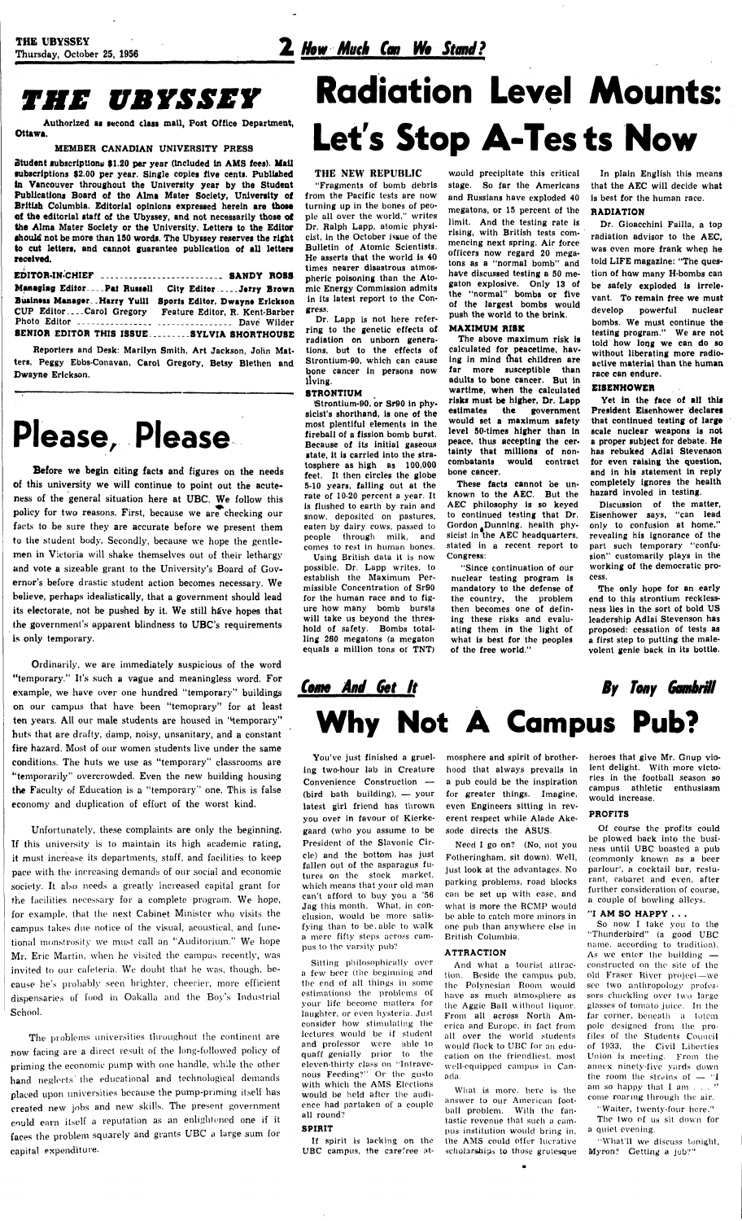# THE UBYSSEY

Authorized as second class mail, Post Office Department, Ottawa.

MEMBER CANADIAN UNIVERSITY PRESS

Student subscriptions $1.20 per year (included in AMS fees). Mail subscriptions $2.00 per year. Single copies five cents. Published in Vancouver throughout the University year by the Student Publications Board of the Alma Mater Society, University of British Columbia. Editorial opinions expressed herein are those of the editorial staff of the Ubyssey, and not necessarily those of the Alma Mater Society or the University. Letters to the Editor should not be more than 150 words. The Ubyssey reserves the right to cut letters, and cannot guarantee publication of all letters received.

**EDITOR-IN-CHIEF** ........ **SANDY ROSS**

**Managing Editor** .... **Pat Russell** **City Editor** .... **Jerry Brown**

**Business Manager** .. **Harry Yuill** **Sports Editor, Dwayne Erickson**

**CUP Editor** .... **Carol Gregory** **Feature Editor, R. Kent-Barber**

**Photo Editor** ........ **Dave Wilder**

**SENIOR EDITOR THIS ISSUE** ........ **SYLVIA SHORTHOUSE**

Reporters and Desk: Marilyn Smith, Art Jackson, John Matters, Peggy Ebbs-Conavan, Carol Gregory, Betsy Blethen and Dwayne Erickson.

# Please, Please

Before we begin citing facts and figures on the needs of this university we will continue to point out the acuteness of the general situation here at UBC. We follow this policy for two reasons. First, because we are checking our facts to be sure they are accurate before we present them to the student body. Secondly, because we hope the gentlemen in Victoria will shake themselves out of their lethargy and vote a sizeable grant to the University's Board of Governor's before drastic student action becomes necessary. We believe, perhaps idealistically, that a government should lead its electorate, not be pushed by it. We still have hopes that the government's apparent blindness to UBC's requirements is only temporary.

Ordinarily, we are immediately suspicious of the word "temporary." It's such a vague and meaningless word. For example, we have over one hundred "temporary" buildings on our campus that have been "temoprary" for at least ten years. All our male students are housed in "temporary" huts that are drafty, damp, noisy, unsanitary, and a constant fire hazard. Most of our women students live under the same conditions. The huts we use as "temporary" classrooms are "temporarily" overcrowded. Even the new building housing the Faculty of Education is a "temporary" one. This is false economy and duplication of effort of the worst kind.

Unfortunately, these complaints are only the beginning. If this university is to maintain its high academic rating, it must increase its departments, staff, and facilities to keep pace with the increasing demands of our social and economic society. It also needs a greatly increased capital grant for the facilities necessary for a complete program. We hope, for example, that the next Cabinet Minister who visits the campus takes due notice of the visual, acoustical, and functional monstrosity we must call an "Auditorium." We hope Mr. Eric Martin, when he visited the campus recently, was invited to our cafeteria. We doubt that he was, though, because he's probably seen brighter, cheerier, more efficient dispensaries of food in Oakalla and the Boy's Industrial School.

The problems universities throughout the continent are now facing are a direct result of the long-followed policy of priming the economic pump with one handle, while the other hand neglects the educational and technological demands placed upon universities because the pump-priming itself has created new jobs and new skills. The present government could earn itself a reputation as an enlightened one if it faces the problem squarely and grants UBC a large sum for capital expenditure.

# 2 *How Much Can We Stand?*

# Radiation Level Mounts: Let's Stop A-Tests Now

**THE NEW REPUBLIC**

"Fragments of bomb debris from the Pacific tests are now turning up in the bones of people all over the world," writes Dr. Ralph Lapp, atomic physicist, in the October issue of the Bulletin of Atomic Scientists. He asserts that the world is 40 times nearer disastrous atmospheric poisoning than the Atomic Energy Commission admits in its latest report to the Congress.

Dr. Lapp is not here referring to the genetic effects of radiation on unborn generations, but to the effects of Strontium-90, which can cause bone cancer in persons now living.

**STRONTIUM**

Strontium-90, or Sr90 in physicist's shorthand, is one of the most plentiful elements in the fireball of a fission bomb burst. Because of its initial gaseous state, it is carried into the stratosphere as high as 100,000 feet. It then circles the globe 5-10 years, falling out at the rate of 10-20 percent a year. It is flushed to earth by rain and snow, deposited on pastures, eaten by dairy cows, passed to people through milk, and comes to rest in human bones.

Using British data it is now possible, Dr. Lapp writes, to establish the Maximum Permissible Concentration of Sr90 for the human race and to figure how many bomb bursts will take us beyond the threshold of safety. Bombs totalling 260 megatons (a megaton equals a million tons of TNT) would precipitate this critical stage. So far the Americans and Russians have exploded 40 megatons, or 15 percent of the limit. And the testing rate is rising, with British tests commencing next spring. Air force officers now regard 20 megatons as a "normal bomb" and have discussed testing a 50 megaton explosive. Only 13 of the "normal" bombs or five of the largest bombs would push the world to the brink.

**MAXIMUM RISK**

The above maximum risk is calculated for peacetime, having in mind that children are far more susceptible than adults to bone cancer. But in wartime, when the calculated risks must be higher, Dr. Lapp estimates the government would set a maximum safety level 50-times higher than in peace, thus accepting the certainty that millions of noncombatants would contract bone cancer.

These facts cannot be unknown to the AEC. But the AEC philosophy is so keyed to continued testing that Dr. Gordon Dunning, health physicist in the AEC headquarters, stated in a recent report to Congress:

"Since continuation of our nuclear testing program is mandatory to the defense of the country, the problem then becomes one of defining these risks and evaluating them in the light of what is best for the peoples of the free world."

In plain English this means that the AEC will decide what is best for the human race.

**RADIATION**

Dr. Gioacchini Failla, a top radiation advisor to the AEC, was even more frank when he told LIFE magazine: "The question of how many H-bombs can be safely exploded is irrelevant. To remain free we must develop powerful nuclear bombs. We must continue the testing program." We are not told how long we can do so without liberating more radioactive material than the human race can endure.

**EISENHOWER**

Yet in the face of all this President Eisenhower declares that continued testing of large scale nuclear weapons is not a proper subject for debate. He has rebuked Adlai Stevenson for even raising the question, and in his statement in reply completely ignores the health hazard involed in testing.

Discussion of the matter, Eisenhower says, "can lead only to confusion at home," revealing his ignorance of the part such temporary "confusion" customarily plays in the working of the democratic process.

The only hope for an early end to this strontium recklessness lies in the sort of bold US leadership Adlai Stevenson has proposed: cessation of tests as a first step to putting the malevolent genie back in its bottle.

*Come And Get It* *By Tony Gambrill*

# Why Not A Campus Pub?

You've just finished a grueling two-hour lab in Creature Convenience Construction — (bird bath building), — your latest girl friend has thrown you over in favour of Kierkegaard (who you assume to be President of the Slavonic Circle) and the bottom has just fallen out of the asparagus futures on the stock market, which means that your old man can't afford to buy you a '56 Jag this month. What, in conclusion, would be more satisfying than to be able to walk a mere fifty steps across campus to the varsity pub?

Sitting philosophically over a few beer (the beginning and the end of all things in some estimations) the problems of your life become matters for laughter, or even hysteria. Just consider how stimulating the lectures would be if student and professor were able to quaff genially prior to the eleven-thirty class on "Intravenous Feeding?" Or the gusto with which the AMS Elections would be held after the audience had partaken of a couple all round?

**SPIRIT**

If spirit is lacking on the UBC campus, the carefree atmosphere and spirit of brotherhood that always prevails in a pub could be the inspiration for greater things. Imagine, even Engineers sitting in reverent respect while Alade Akesode directs the ASUS.

Need I go on? (No, not you Fotheringham, sit down). Well, just look at the advantages. No parking problems, road blocks can be set up with ease, and what is more the RCMP would be able to catch more minors in one pub than anywhere else in British Columbia.

**ATTRACTION**

And what a tourist attraction. Beside the campus pub, the Polynesian Room would have as much atmosphere as the Aggie Ball without liquor. From all across North America and Europe, in fact from all over the world students would flock to UBC for an education on the friendliest, most well-equipped campus in Canada.

What is more, here is the answer to our American football problem. With the fantastic revenue that such a campus institution would bring in, the AMS could offer lucrative scholarships to those grotesque heroes that give Mr. Gnup violent delight. With more victories in the football season so campus athletic enthusiasm would increase.

**PROFITS**

Of course the profits could be plowed back into the business until UBC boasted a pub (commonly known as a beer parlour), a cocktail bar, restaurant, cabaret and even, after further consideration of course, a couple of bowling alleys.

**"I AM SO HAPPY . . .**

So now I take you to the "Thunderbird" (a good UBC name, according to tradition). As we enter the building — constructed on the site of the old Fraser River project—we see two anthropology professors chuckling over two large glasses of tomato juice. In the far corner, beneath a totem pole designed from the profiles of the Students Council of 1933, the Civil Liberties Union is meeting. From the annex ninety-five yards down the room the strains of — "I am so happy that I am . . . " come roaring through the air.

"Waiter, twenty-four here."

The two of us sit down for a quiet evening.

"What'll we discuss tonight, Myron? Getting a job?"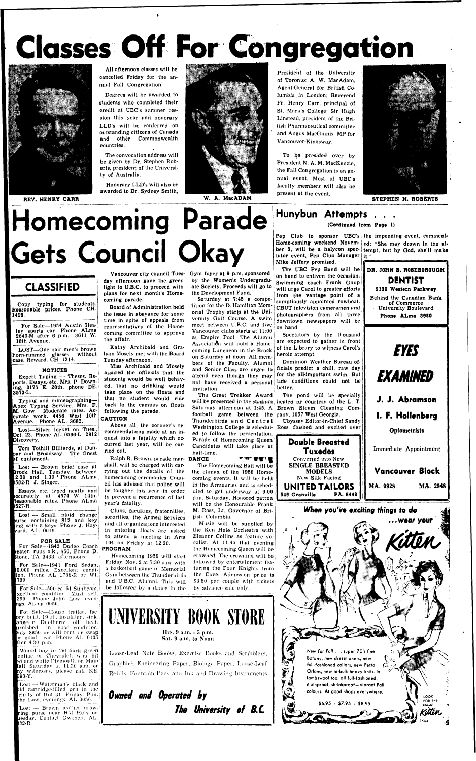# Classes Off For Congregation

REV. HENRY CARR

All afternoon classes will be cancelled Friday for the annual Fall Congregation.

Degrees will be awarded to students who completed their credit at UBC's summer session this year and honorary LLD's will be conferred on outstanding citizens of Canada and other Commonwealth countries.

The convocation address will be given by Dr. Stephen Roberts, president of the University of Australia.

Honorary LLD's will also be awarded to Dr. Sydney Smith, President of the University of Toronto; A. W. MacAdam, Agent-General for British Columbia in London; Reverend Fr. Henry Carr, principal of St. Mark's College; Sir Hugh Linstead, president of the British Pharmaceutical committee and Angus MacGinnis, MP for Vancouver-Kingsway.

W. A. MacADAM

To be presided over by President N. A. M. MacKenzie, the Fall Congregation is an annual event. Most of UBC's faculty members will also be present at the event.

STEPHEN H. ROBERTS

# Homecoming Parade Gets Council Okay

Vancouver city council Tuesday afternoon gave the green light to U.B.C. to proceed with plans for next month's Homecoming parade.

Board of Administration held the issue in abeyance for some time in spite of appeals from representatives of the Homecoming committee to approve the affair.

Kathy Archibald and Graham Mosely met with the Board Tuesday afternoon.

Miss Archibald and Mosely assured the officials that the students would be well behaved, that no drinking would take place on the floats and that no student would ride back to the campus on floats following the parade.

**CAUTION**

Above all, the coroner's recommendations made at an inquest into a fatality which occurred last year, will be carried out.

Ralph R. Brown, parade marshall, will be charged with carrying out the details of the homecoming ceremonies. Council has advised that police will be tougher this year in order to prevent a recurrence of last year's fatality.

Clubs, faculties, fraternities, sororities, the Armed Services and all organizations interested in entering floats are asked to attend a meeting in Arts 104 on Friday at 12:30.

**PROGRAM**

Homecoming 1956 will start Friday, Nov. 2 at 7:30 p.m. with a basketball game in Memorial Gym between the Thunderbirds and U.B.C. Alumni. This will be followed by a dance in the Gym foyer at 9 p.m. sponsored by the Women's Undergraduate Society. Proceeds will go to the Development Fund.

Saturday at 7:45 a competition for the D. Hamilton Memorial Trophy starts at the University Golf Course. A swim meet between U.B.C. and five Vancouver clubs starts at 11:00 at Empire Pool. The Alumni Association will hold a Homecoming Luncheon in the Brock on Saturday at noon. All members of the Faculty, Alumni and Senior Class are urged to attend even though they may not have received a personal invitation.

The Great Trekker Award will be presented in the stadium Saturday afternoon at 1:45. A football game between the Thunderbirds and Central Washington College is scheduled to follow the presentation. Parade of Homecoming Queen Candidates will take place at half-time.

**DANCE**

The Homecoming Ball will be the climax of the 1956 Homecoming events. It will be held in the Armouries and is scheduled to get underway at 9:00 p.m. Saturday. Honored patron will be the Honourable Frank M. Ross, Lt. Governor of British Columbia.

Music will be supplied by the Ken Hole Orchestra with Eleanor Collins as feature vocalist. At 11:45 that evening the Homecoming Queen will be crowned. The crowning will be followed by entertainment featuring the Four Knights from the Cave. Admission price is $3.50 per couple with tickets by advance sale only.

## CLASSIFIED

Copy typing for students. Reasonable prices. Phone CH. 1428.

For Sale—1954 Austin Healey sports car. Phone ALma 2640-M after 6 p.m. 3611 W. 18th Avenue.

LOST—One pair men's brown horn-rimmed glasses, without case. Reward. CH. 1214.

**NOTICES**

Expert Typing — Theses, Reports, Essays, etc. Mrs. P. Downing, 3175 E. 20th, phone DE. 3573-L.

Typing and mimeographing—Apex Typing Service. Mrs. F. M. Gow. Moderate rates. Accurate work. 4456 West 10th Avenue. Phone AL. 3682.

Lost—Silver locket on Tues., Oct. 23. Phone AL 0596-L. 2912 Discovery.

Tom Tothill Billiards, at Dunbar and Broadway. The finest of equipment.

Lost — Brown brief case at Brock Hall, Tuesday, between 12.30 and 1.30. Phone ALma 1582-R. J. Singer.

Essays, etc. typed neatly and accurately at 4574 W. 14th. Reasonable rates. Phone ALma 1527-R.

Lost — Small plaid change purse containing $12 and key ring with 5 keys. Phone J. Hayward, AL. 0019.

**FOR SALE**

For Sale—1942 Dodge Coach heater, runs o.k., $50. Phone D. Stone, TA 3433, afternoons.

For Sale—1941 Ford Sedan, 40,000 miles. Excellent condition. Phone AL 1786-R or WI 1739.

For Sale—500 cc '51 Sunbeam. Excellent condition. Must sell. $295. Phone John Low, evenings, ALma 0050.

For Sale—House trailer, factory built, 19 ft., insulated, sink, range, Duotherm oil heat, furnished, in good condition. Only $850 or will rent or swap for good car. Phone AL 0135 after 4.30 p.m.

Would boy in '56 dark green Pontiac or Chevrolet, who hit red and white Plymouth on Main Mall, Saturday at 11.30 a.m. or any witnesses, please call KE. 298-Y.

Lost — Waterman's black and gold cartridge-filled pen in the vicinity of Hut 31, Friday. Phone John Low, evenings, AL 0050.

Lost — Brown leather drawstring purse near HM Huts on Tuesday. Contact Gwenda, AL. 132-R.

# UNIVERSITY BOOK STORE

Hrs. 9 a.m. - 5 p.m.
Sat. 9 a.m. to Noon

Loose-Leaf Note Books, Exercise Books and Scribblers, Graphich Engineering Paper, Biology Paper, Loose-Leaf Refills, Fountain Pens and Ink and Drawing Instruments

***Owned and Operated by***
***The University of B.C.***

## Hunybun Attempts . . .

(Continued from Page 1)

Pep Club to sponsor UBC's Home-coming weekend November 3, will be a halcyon spectator event, Pep Club Manager Mike Jeffery promised.

The UBC Pep Band will be on hand to enliven the occasion. Swimming coach Frank Gnup will urge Carol to greater efforts from the vantage point of a sumptuously appointed rowboat. CBUT television cameramen and photographers from all three downtown newspapers will be on hand.

Spectators by the thousand are expected to gather in front of the Library to witness Carol's heroic attempt.

Dominion Weather Bureau officials predict a chill, raw day for the all-important swim. But tide conditions could not be better.

The pond will be specially heated by courtesy of the L. T. Brown Steam Cleaning Company, 1057 West Georgia.

Ubyssey Editor-in-Chief Sandy Ross, flushed and excited over the impending event, commented: "She may drown in the attempt, but by God, she'll make it."

**DR. JOHN B. ROSEBOROUGH**
**DENTIST**
**2130 Western Parkway**
Behind the Canadian Bank of Commerce
University Boulevard
**Phone ALma 3980**

***EYES***
***EXAMINED***
**J. J. Abramson**
**I. F. Hollenberg**
Optometrists
Immediate Appointment
**Vancouver Block**
**MA. 0928 MA. 2948**

**Double Breasted Tuxedos**
Converted into New
**SINGLE BREASTED MODELS**
New Silk Facing
**UNITED TAILORS**
**549 Granville PA. 6449**

***When you're exciting things to do . . . wear your Kitten***

New for Fall . . . super 70's fine Botany, new dressmakers, new full-fashioned collars, new Pettal Orlons, new hi-bulk heavy knits. In lambswool too, all full-fashioned, mothproof, shrinkproof—vibrant Fall colours. At good shops everywhere.

$6.95 - $7.95 - $8.95

LOOK FOR THE NAME Kitten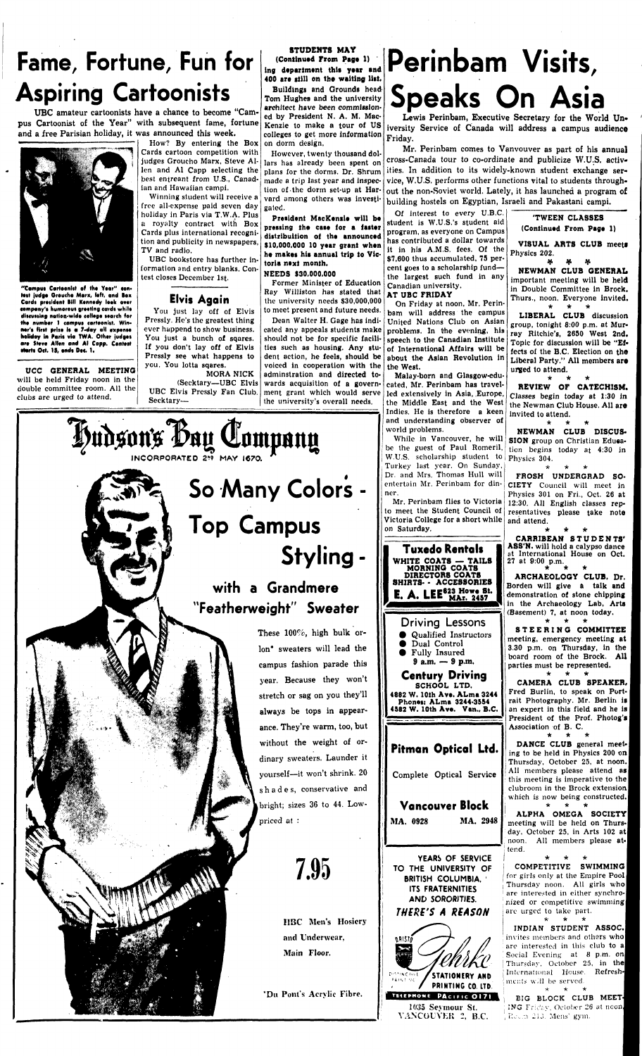# Fame, Fortune, Fun for Aspiring Cartoonists

UBC amateur cartoonists have a chance to become "Campus Cartoonist of the Year" with subsequent fame, fortune and a free Parisian holiday, it was announced this week.

"Campus Cartoonist of the Year" contest judge Groucho Marx, left, and Box Cards president Bill Kennedy look over company's humorous greeting cards while discussing nation-wide college search for the number 1 campus cartoonist. Winner's first prize is a 7-day all expense holiday in Paris via TWA. Other judges are Steve Allen and Al Capp. Contest starts Oct. 15, ends Dec. 1.

How? By entering the Box Cards cartoon competition with judges Groucho Marx, Steve Allen and Al Capp selecting the best entreant from U.S., Canadian and Hawaiian campi.

Winning student will receive a free all-expense paid seven day holiday in Paris via T.W.A. Plus a royalty contract with Box Cards plus international recognition and publicity in newspapers, TV and radio.

UBC bookstore has further information and entry blanks. Contest closes December 1st.

**UCC GENERAL MEETING** will be held Friday noon in the double committee room. All the clubs are urged to attend.

## Elvis Again

You just lay off of Elvis Pressly. He's the greatest thing ever happend to show business. You just a bunch of sqares. If you don't lay off of Elvis Pressly see what happens to you. You lotta sqares.

MORA NICK
(Secktary—UBC Elvis
UBC Elvis Pressly Fan Club.
Secktary—

## STUDENTS MAY
(Continued From Page 1)

ing department this year and 400 are still on the waiting list.

Buildings and Grounds head Tom Hughes and the university architect have been commissioned by President N. A. M. MacKenzie to make a tour of US colleges to get more information on dorm design.

However, twenty thousand dollars has already been spent on plans for the dorms. Dr. Shrum made a trip last year and inspection of the dorm set-up at Harvard among others was investigated.

**President MacKenzie will be pressing the case for a faster distribution of the announced $10,000,000 10 year grant when he makes his annual trip to Victoria next month.**

**NEEDS $30,000,000**

Former Minister of Education Ray Williston has stated that the university needs $30,000,000 to meet present and future needs.

Dean Walter H. Gage has indicated any appeals students make should not be for specific facilities such as housing. Any student action, he feels, should be voiced in cooperation with the adminstration and directed towards acquisition of a government grant which would serve the university's overall needs.

# Perinbam Visits, Speaks On Asia

Lewis Perinbam, Executive Secretary for the World University Service of Canada will address a campus audience Friday.

Mr. Perinbam comes to Vancouver as part of his annual cross-Canada tour to co-ordinate and publicize W.U.S. activities. In addition to its widely-known student exchange service, W.U.S. performs other functions vital to students throughout the non-Soviet world. Lately, it has launched a program of building hostels on Egyptian, Israeli and Pakastani campi.

Of interest to every U.B.C. student is W.U.S.'s student aid program, as everyone on Campus has contributed a dollar towards it in his A.M.S. fees. Of the $7,600 thus accumulated, 75 percent goes to a scholarship fund—the largest such fund in any Canadian university.

**AT UBC FRIDAY**

On Friday at noon, Mr. Perinbam will address the campus United Nations Club on Asian problems. In the evening, his speech to the Canadian Institute of International Affairs will be about the Asian Revolution in the West.

Malay-born and Glasgow-educated, Mr. Perinbam has travelled extensively in Asia, Europe, the Middle East and the West Indies. He is therefore a keen and understanding observer of world problems.

While in Vancouver, he will be the guest of Paul Romeril, W.U.S. scholarship student to Turkey last year. On Sunday, Dr. and Mrs. Thomas Hull will entertain Mr. Perinbam for dinner.

Mr. Perinbam flies to Victoria to meet the Student Council of Victoria College for a short while on Saturday.

## 'TWEEN CLASSES
(Continued From Page 1)

**VISUAL ARTS CLUB** meets Physics 202.

\* \* \*

**NEWMAN CLUB GENERAL** important meeting will be held in Double Committee in Brock. Thurs., noon. Everyone invited.

\* \* \*

**LIBERAL CLUB** discussion group, tonight 8:00 p.m. at Murray Ritchie's, 2650 West 2nd. Topic for discussion will be "Effects of the B.C. Election on the Liberal Party." All members are urged to attend.

\* \* \*

**REVIEW OF CATECHISM.** Classes begin today at 1:30 in the Newman Club House. All are invited to attend.

\* \* \*

**NEWMAN CLUB DISCUSSION** group on Christian Education begins today at 4:30 in Physics 304.

\* \* \*

**FROSH UNDERGRAD SOCIETY** Council will meet in Physics 301 on Fri., Oct. 26 at 12:30. All English classes representatives please take note and attend.

\* \* \*

**CARRIBEAN STUDENTS' ASS'N.** will hold a calypso dance at International House on Oct. 27 at 9:00 p.m.

\* \* \*

**ARCHAEOLOGY CLUB.** Dr. Borden will give a talk and demonstration of stone chipping in the Archaeology Lab, Arts (Basement) 7, at noon today.

\* \* \*

**STEERING COMMITTEE** meeting, emergency meeting at 3.30 p.m. on Thursday, in the board room of the Brock. All parties must be represented.

\* \* \*

**CAMERA CLUB SPEAKER.** Fred Burlin, to speak on Portrait Photography. Mr. Berlin is an expert in this field and he is President of the Prof. Photog's Association of B. C.

\* \* \*

**DANCE CLUB** general meeting to be held in Physics 200 on Thursday, October 25, at noon. All members please attend as this meeting is imperative to the clubroom in the Brock extension which is now being constructed.

\* \* \*

**ALPHA OMEGA SOCIETY** meeting will be held on Thursday, October 25, in Arts 102 at noon. All members please attend.

\* \* \*

**COMPETITIVE SWIMMING** for girls only at the Empire Pool Thursday noon. All girls who are interested in either synchronized or competitive swimming are urged to take part.

\* \* \*

**INDIAN STUDENT ASSOC.** invites members and others who are interested in this club to a Social Evening at 8 p.m. on Thursday, October 25, in the International House. Refreshments will be served.

\* \* \*

**BIG BLOCK CLUB MEETING** Friday, October 26 at noon, Room 213, Mens' gym.

---

**Hudson's Bay Company**
INCORPORATED 2ND MAY 1670.

## So Many Colors - Top Campus Styling - with a Grandmere "Featherweight" Sweater

These 100%, high bulk orlon* sweaters will lead the campus fashion parade this year. Because they won't stretch or sag on you they'll always be tops in appearance. They're warm, too, but without the weight of ordinary sweaters. Launder it yourself—it won't shrink. 20 shades, conservative and bright; sizes 36 to 44. Low-priced at :

**7.95**

HBC Men's Hosiery and Underwear, Main Floor.

*Du Pont's Acrylic Fibre.

---

**Tuxedo Rentals**
WHITE COATS — TAILS
MORNING COATS
DIRECTORS COATS
SHIRTS - ACCESSORIES
**E. A. LEE** 623 Howe St. MAr. 2457

---

**Driving Lessons**
- Qualified Instructors
- Dual Control
- Fully Insured

9 a.m. — 9 p.m.

**Century Driving**
SCHOOL LTD.
4882 W. 10th Ave. ALma 3244
Phones: ALma 3244-3554
4582 W. 10th Ave. Van., B.C.

---

**Pitman Optical Ltd.**

Complete Optical Service

**Vancouver Block**
MA. 0928 MA. 2948

---

YEARS OF SERVICE TO THE UNIVERSITY OF BRITISH COLUMBIA, ITS FRATERNITIES AND SORORITIES.

*THERE'S A REASON*

Gehrke
STATIONERY AND PRINTING CO. LTD.
TELEPHONE PAcific 0171
1035 Seymour St.
VANCOUVER 2, B.C.